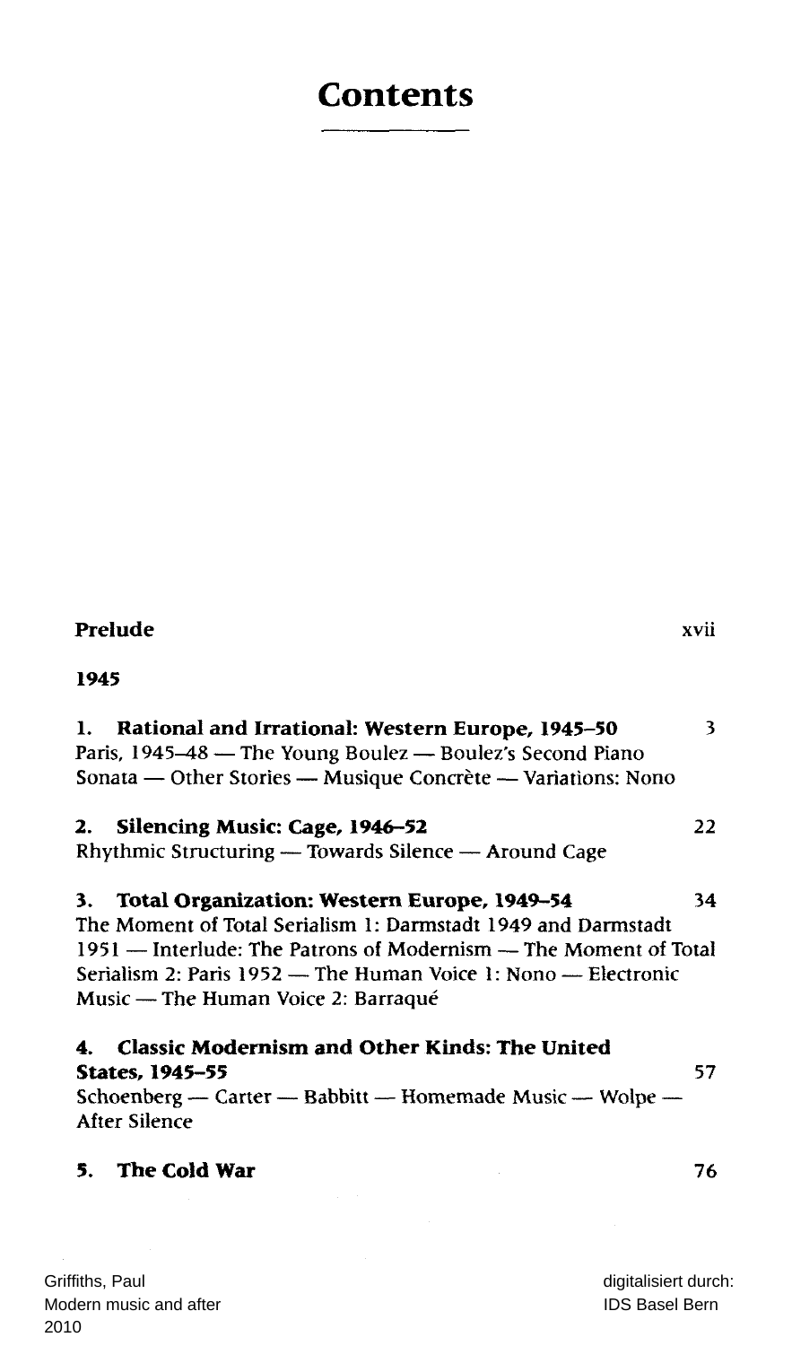# Contents

**Prelude** xvii

**1945**

**1. Rational and Irrational: Western Europe, 1945–50** 3
Paris, 1945–48 — The Young Boulez — Boulez's Second Piano Sonata — Other Stories — Musique Concrète — Variations: Nono

**2. Silencing Music: Cage, 1946–52** 22
Rhythmic Structuring — Towards Silence — Around Cage

**3. Total Organization: Western Europe, 1949–54** 34
The Moment of Total Serialism 1: Darmstadt 1949 and Darmstadt 1951 — Interlude: The Patrons of Modernism — The Moment of Total Serialism 2: Paris 1952 — The Human Voice 1: Nono — Electronic Music — The Human Voice 2: Barraqué

**4. Classic Modernism and Other Kinds: The United States, 1945–55** 57
Schoenberg — Carter — Babbitt — Homemade Music — Wolpe — After Silence

**5. The Cold War** 76

Griffiths, Paul
Modern music and after
2010

digitalisiert durch:
IDS Basel Bern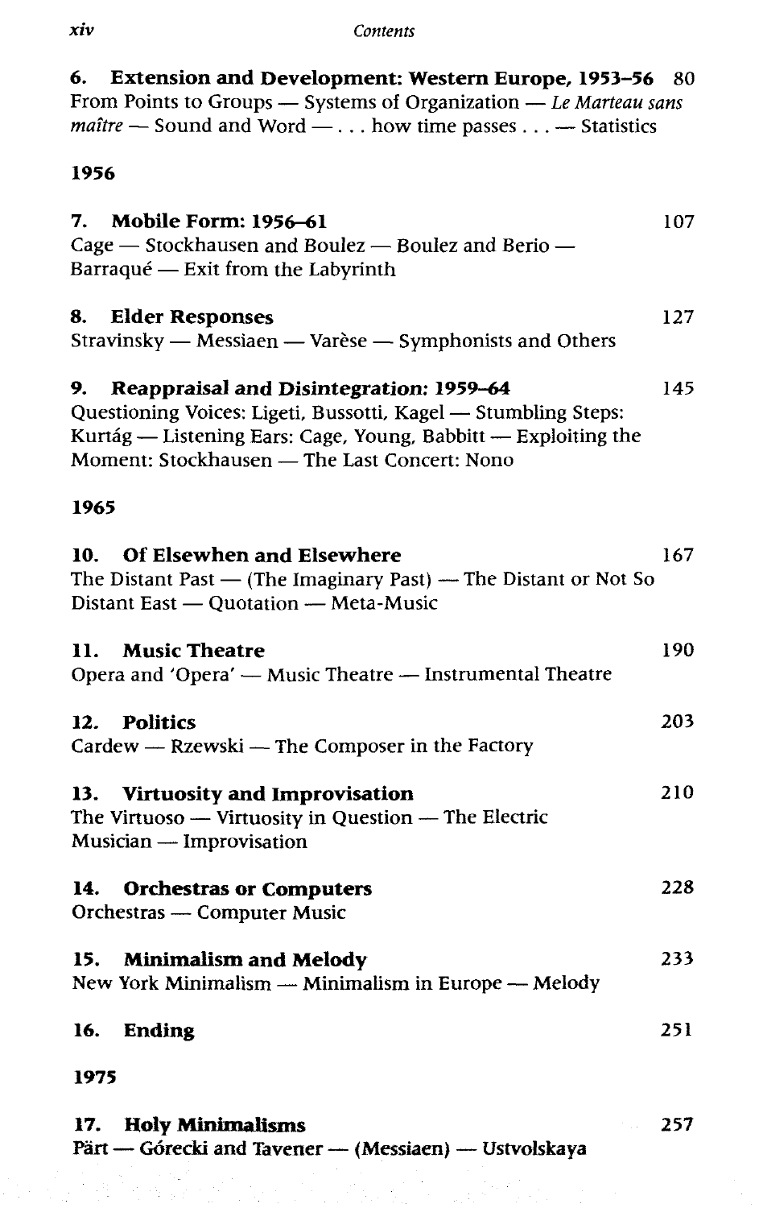**6. Extension and Development: Western Europe, 1953–56** 80
From Points to Groups — Systems of Organization — *Le Marteau sans maître* — Sound and Word — . . . how time passes . . . — Statistics

**1956**

**7. Mobile Form: 1956–61** 107
Cage — Stockhausen and Boulez — Boulez and Berio — Barraqué — Exit from the Labyrinth

**8. Elder Responses** 127
Stravinsky — Messiaen — Varèse — Symphonists and Others

**9. Reappraisal and Disintegration: 1959–64** 145
Questioning Voices: Ligeti, Bussotti, Kagel — Stumbling Steps: Kurtág — Listening Ears: Cage, Young, Babbitt — Exploiting the Moment: Stockhausen — The Last Concert: Nono

**1965**

**10. Of Elsewhen and Elsewhere** 167
The Distant Past — (The Imaginary Past) — The Distant or Not So Distant East — Quotation — Meta-Music

**11. Music Theatre** 190
Opera and 'Opera' — Music Theatre — Instrumental Theatre

**12. Politics** 203
Cardew — Rzewski — The Composer in the Factory

**13. Virtuosity and Improvisation** 210
The Virtuoso — Virtuosity in Question — The Electric Musician — Improvisation

**14. Orchestras or Computers** 228
Orchestras — Computer Music

**15. Minimalism and Melody** 233
New York Minimalism — Minimalism in Europe — Melody

**16. Ending** 251

**1975**

**17. Holy Minimalisms** 257
Pärt — Górecki and Tavener — (Messiaen) — Ustvolskaya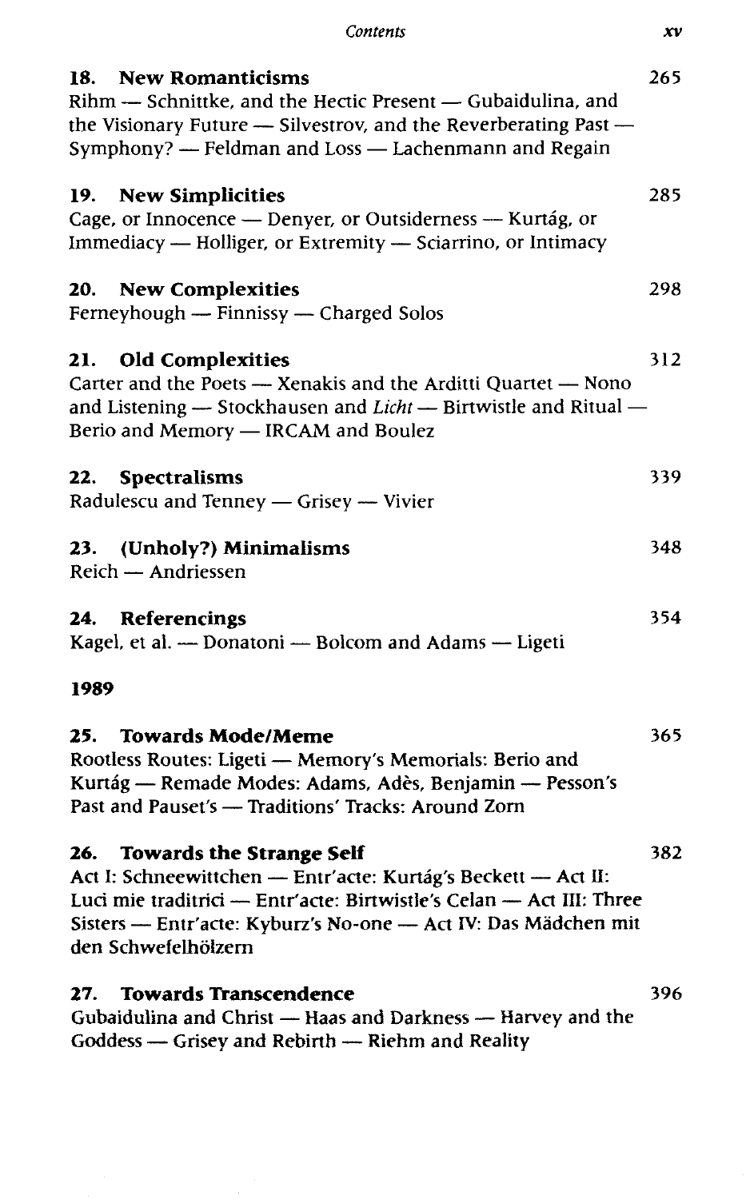**18. New Romanticisms** 265

Rihm — Schnittke, and the Hectic Present — Gubaidulina, and the Visionary Future — Silvestrov, and the Reverberating Past — Symphony? — Feldman and Loss — Lachenmann and Regain

**19. New Simplicities** 285

Cage, or Innocence — Denyer, or Outsiderness — Kurtág, or Immediacy — Holliger, or Extremity — Sciarrino, or Intimacy

**20. New Complexities** 298

Ferneyhough — Finnissy — Charged Solos

**21. Old Complexities** 312

Carter and the Poets — Xenakis and the Arditti Quartet — Nono and Listening — Stockhausen and *Licht* — Birtwistle and Ritual — Berio and Memory — IRCAM and Boulez

**22. Spectralisms** 339

Radulescu and Tenney — Grisey — Vivier

**23. (Unholy?) Minimalisms** 348

Reich — Andriessen

**24. Referencings** 354

Kagel, et al. — Donatoni — Bolcom and Adams — Ligeti

**1989**

**25. Towards Mode/Meme** 365

Rootless Routes: Ligeti — Memory's Memorials: Berio and Kurtág — Remade Modes: Adams, Adès, Benjamin — Pesson's Past and Pauset's — Traditions' Tracks: Around Zorn

**26. Towards the Strange Self** 382

Act I: Schneewittchen — Entr'acte: Kurtág's Beckett — Act II: Luci mie traditrici — Entr'acte: Birtwistle's Celan — Act III: Three Sisters — Entr'acte: Kyburz's No-one — Act IV: Das Mädchen mit den Schwefelhölzern

**27. Towards Transcendence** 396

Gubaidulina and Christ — Haas and Darkness — Harvey and the Goddess — Grisey and Rebirth — Riehm and Reality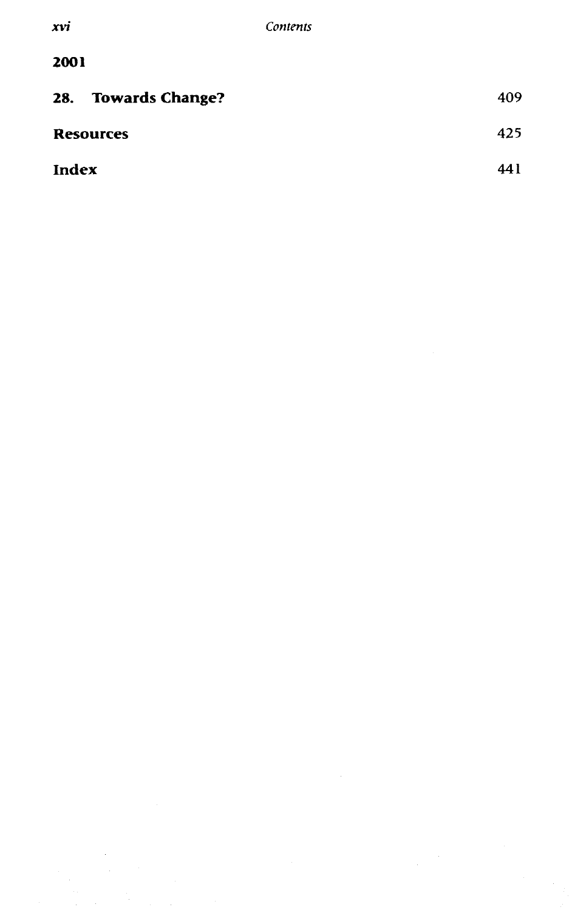**2001**

**28. Towards Change?** 409

**Resources** 425

**Index** 441